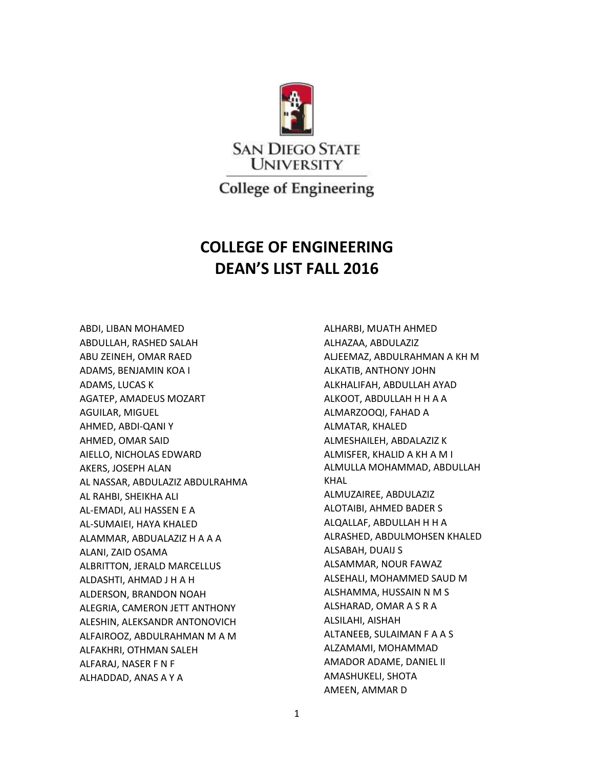San Diego State University

College of Engineering

# COLLEGE OF ENGINEERING
# DEAN'S LIST FALL 2016

ABDI, LIBAN MOHAMED
ABDULLAH, RASHED SALAH
ABU ZEINEH, OMAR RAED
ADAMS, BENJAMIN KOA I
ADAMS, LUCAS K
AGATEP, AMADEUS MOZART
AGUILAR, MIGUEL
AHMED, ABDI-QANI Y
AHMED, OMAR SAID
AIELLO, NICHOLAS EDWARD
AKERS, JOSEPH ALAN
AL NASSAR, ABDULAZIZ ABDULRAHMA
AL RAHBI, SHEIKHA ALI
AL-EMADI, ALI HASSEN E A
AL-SUMAIEI, HAYA KHALED
ALAMMAR, ABDUALAZIZ H A A A
ALANI, ZAID OSAMA
ALBRITTON, JERALD MARCELLUS
ALDASHTI, AHMAD J H A H
ALDERSON, BRANDON NOAH
ALEGRIA, CAMERON JETT ANTHONY
ALESHIN, ALEKSANDR ANTONOVICH
ALFAIROOZ, ABDULRAHMAN M A M
ALFAKHRI, OTHMAN SALEH
ALFARAJ, NASER F N F
ALHADDAD, ANAS A Y A
ALHARBI, MUATH AHMED
ALHAZAA, ABDULAZIZ
ALJEEMAZ, ABDULRAHMAN A KH M
ALKATIB, ANTHONY JOHN
ALKHALIFAH, ABDULLAH AYAD
ALKOOT, ABDULLAH H H A A
ALMARZOOQI, FAHAD A
ALMATAR, KHALED
ALMESHAILEH, ABDALAZIZ K
ALMISFER, KHALID A KH A M I
ALMULLA MOHAMMAD, ABDULLAH KHAL
ALMUZAIREE, ABDULAZIZ
ALOTAIBI, AHMED BADER S
ALQALLAF, ABDULLAH H H A
ALRASHED, ABDULMOHSEN KHALED
ALSABAH, DUAIJ S
ALSAMMAR, NOUR FAWAZ
ALSEHALI, MOHAMMED SAUD M
ALSHAMMA, HUSSAIN N M S
ALSHARAD, OMAR A S R A
ALSILAHI, AISHAH
ALTANEEB, SULAIMAN F A A S
ALZAMAMI, MOHAMMAD
AMADOR ADAME, DANIEL II
AMASHUKELI, SHOTA
AMEEN, AMMAR D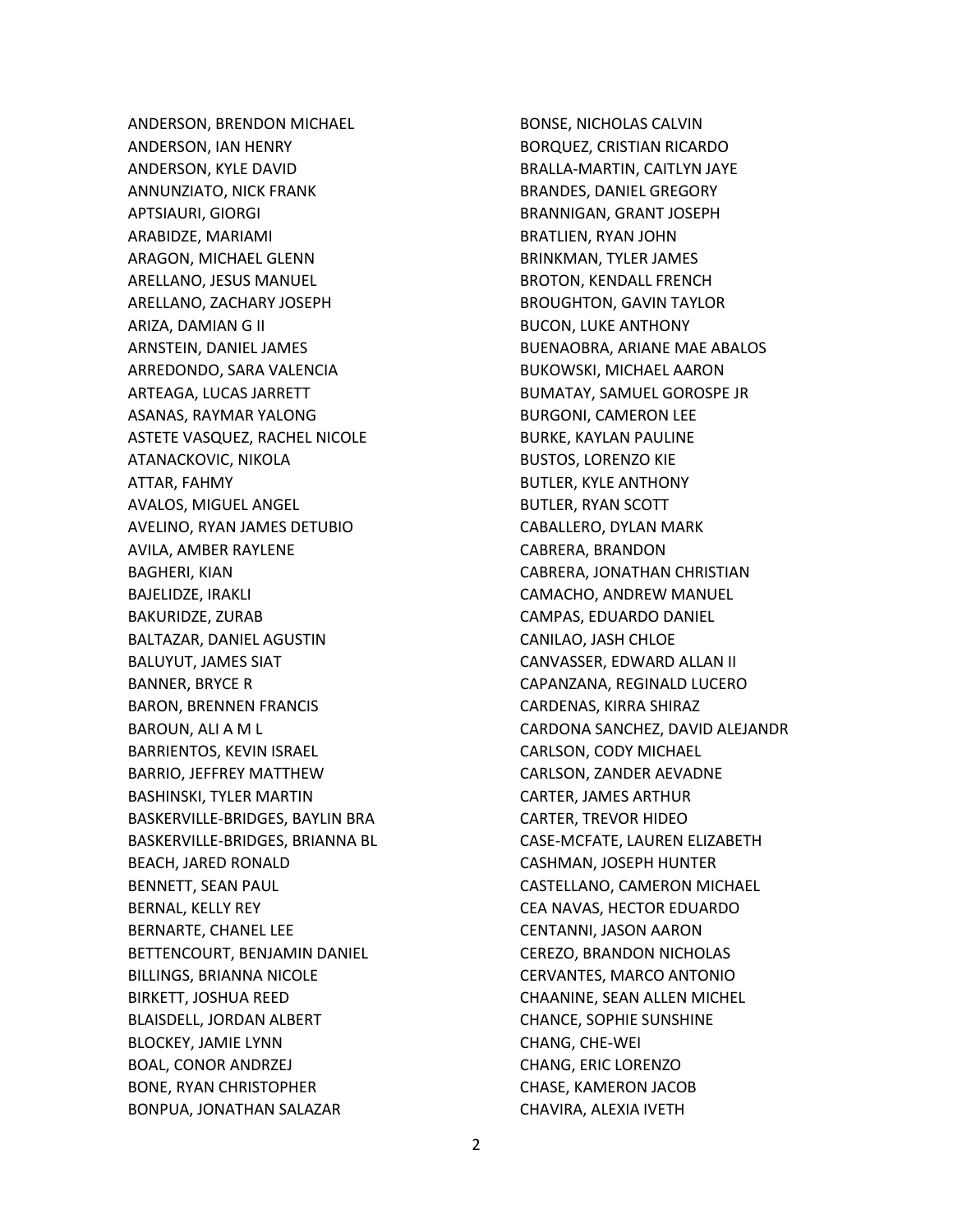ANDERSON, BRENDON MICHAEL
ANDERSON, IAN HENRY
ANDERSON, KYLE DAVID
ANNUNZIATO, NICK FRANK
APTSIAURI, GIORGI
ARABIDZE, MARIAMI
ARAGON, MICHAEL GLENN
ARELLANO, JESUS MANUEL
ARELLANO, ZACHARY JOSEPH
ARIZA, DAMIAN G II
ARNSTEIN, DANIEL JAMES
ARREDONDO, SARA VALENCIA
ARTEAGA, LUCAS JARRETT
ASANAS, RAYMAR YALONG
ASTETE VASQUEZ, RACHEL NICOLE
ATANACKOVIC, NIKOLA
ATTAR, FAHMY
AVALOS, MIGUEL ANGEL
AVELINO, RYAN JAMES DETUBIO
AVILA, AMBER RAYLENE
BAGHERI, KIAN
BAJELIDZE, IRAKLI
BAKURIDZE, ZURAB
BALTAZAR, DANIEL AGUSTIN
BALUYUT, JAMES SIAT
BANNER, BRYCE R
BARON, BRENNEN FRANCIS
BAROUN, ALI A M L
BARRIENTOS, KEVIN ISRAEL
BARRIO, JEFFREY MATTHEW
BASHINSKI, TYLER MARTIN
BASKERVILLE-BRIDGES, BAYLIN BRA
BASKERVILLE-BRIDGES, BRIANNA BL
BEACH, JARED RONALD
BENNETT, SEAN PAUL
BERNAL, KELLY REY
BERNARTE, CHANEL LEE
BETTENCOURT, BENJAMIN DANIEL
BILLINGS, BRIANNA NICOLE
BIRKETT, JOSHUA REED
BLAISDELL, JORDAN ALBERT
BLOCKEY, JAMIE LYNN
BOAL, CONOR ANDRZEJ
BONE, RYAN CHRISTOPHER
BONPUA, JONATHAN SALAZAR
BONSE, NICHOLAS CALVIN
BORQUEZ, CRISTIAN RICARDO
BRALLA-MARTIN, CAITLYN JAYE
BRANDES, DANIEL GREGORY
BRANNIGAN, GRANT JOSEPH
BRATLIEN, RYAN JOHN
BRINKMAN, TYLER JAMES
BROTON, KENDALL FRENCH
BROUGHTON, GAVIN TAYLOR
BUCON, LUKE ANTHONY
BUENAOBRA, ARIANE MAE ABALOS
BUKOWSKI, MICHAEL AARON
BUMATAY, SAMUEL GOROSPE JR
BURGONI, CAMERON LEE
BURKE, KAYLAN PAULINE
BUSTOS, LORENZO KIE
BUTLER, KYLE ANTHONY
BUTLER, RYAN SCOTT
CABALLERO, DYLAN MARK
CABRERA, BRANDON
CABRERA, JONATHAN CHRISTIAN
CAMACHO, ANDREW MANUEL
CAMPAS, EDUARDO DANIEL
CANILAO, JASH CHLOE
CANVASSER, EDWARD ALLAN II
CAPANZANA, REGINALD LUCERO
CARDENAS, KIRRA SHIRAZ
CARDONA SANCHEZ, DAVID ALEJANDR
CARLSON, CODY MICHAEL
CARLSON, ZANDER AEVADNE
CARTER, JAMES ARTHUR
CARTER, TREVOR HIDEO
CASE-MCFATE, LAUREN ELIZABETH
CASHMAN, JOSEPH HUNTER
CASTELLANO, CAMERON MICHAEL
CEA NAVAS, HECTOR EDUARDO
CENTANNI, JASON AARON
CEREZO, BRANDON NICHOLAS
CERVANTES, MARCO ANTONIO
CHAANINE, SEAN ALLEN MICHEL
CHANCE, SOPHIE SUNSHINE
CHANG, CHE-WEI
CHANG, ERIC LORENZO
CHASE, KAMERON JACOB
CHAVIRA, ALEXIA IVETH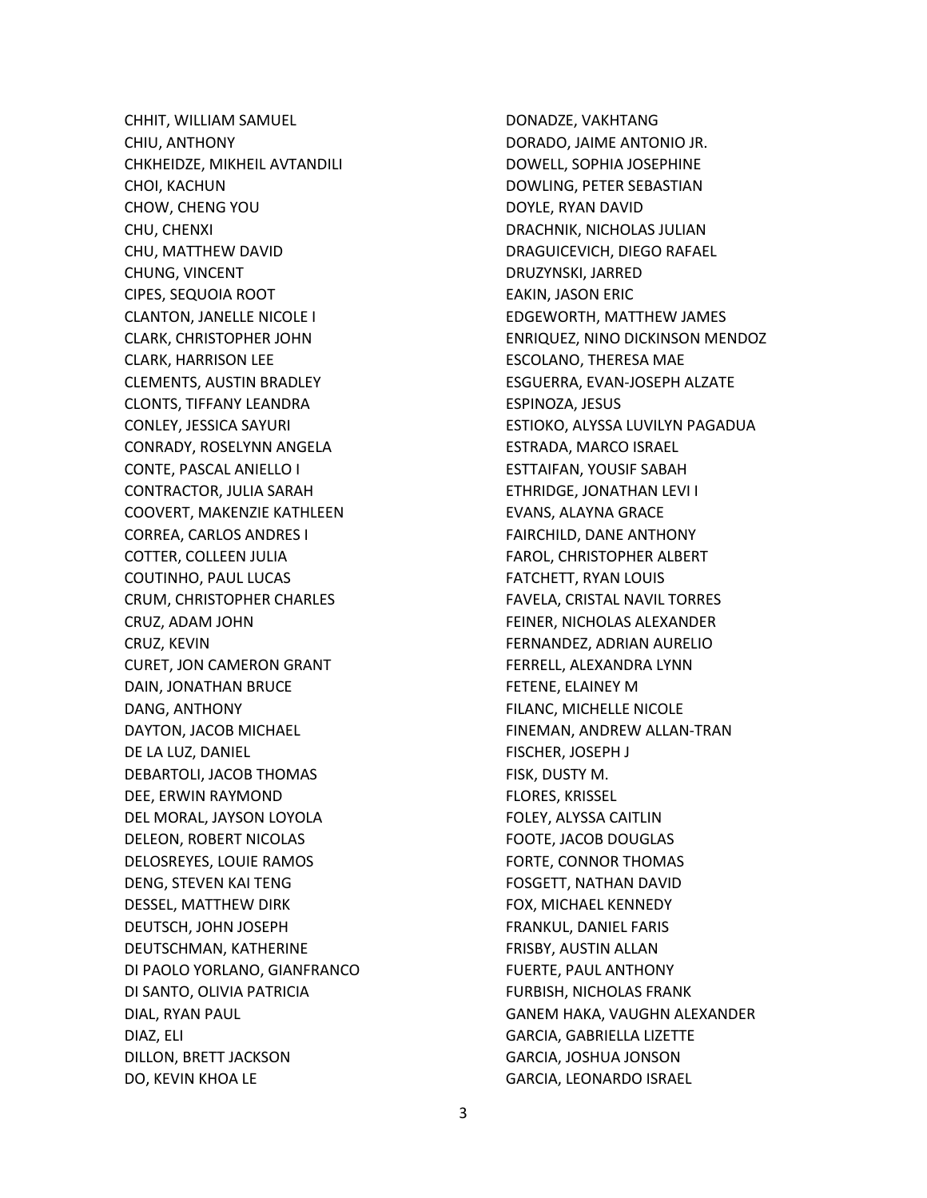CHHIT, WILLIAM SAMUEL
CHIU, ANTHONY
CHKHEIDZE, MIKHEIL AVTANDILI
CHOI, KACHUN
CHOW, CHENG YOU
CHU, CHENXI
CHU, MATTHEW DAVID
CHUNG, VINCENT
CIPES, SEQUOIA ROOT
CLANTON, JANELLE NICOLE I
CLARK, CHRISTOPHER JOHN
CLARK, HARRISON LEE
CLEMENTS, AUSTIN BRADLEY
CLONTS, TIFFANY LEANDRA
CONLEY, JESSICA SAYURI
CONRADY, ROSELYNN ANGELA
CONTE, PASCAL ANIELLO I
CONTRACTOR, JULIA SARAH
COOVERT, MAKENZIE KATHLEEN
CORREA, CARLOS ANDRES I
COTTER, COLLEEN JULIA
COUTINHO, PAUL LUCAS
CRUM, CHRISTOPHER CHARLES
CRUZ, ADAM JOHN
CRUZ, KEVIN
CURET, JON CAMERON GRANT
DAIN, JONATHAN BRUCE
DANG, ANTHONY
DAYTON, JACOB MICHAEL
DE LA LUZ, DANIEL
DEBARTOLI, JACOB THOMAS
DEE, ERWIN RAYMOND
DEL MORAL, JAYSON LOYOLA
DELEON, ROBERT NICOLAS
DELOSREYES, LOUIE RAMOS
DENG, STEVEN KAI TENG
DESSEL, MATTHEW DIRK
DEUTSCH, JOHN JOSEPH
DEUTSCHMAN, KATHERINE
DI PAOLO YORLANO, GIANFRANCO
DI SANTO, OLIVIA PATRICIA
DIAL, RYAN PAUL
DIAZ, ELI
DILLON, BRETT JACKSON
DO, KEVIN KHOA LE
DONADZE, VAKHTANG
DORADO, JAIME ANTONIO JR.
DOWELL, SOPHIA JOSEPHINE
DOWLING, PETER SEBASTIAN
DOYLE, RYAN DAVID
DRACHNIK, NICHOLAS JULIAN
DRAGUICEVICH, DIEGO RAFAEL
DRUZYNSKI, JARRED
EAKIN, JASON ERIC
EDGEWORTH, MATTHEW JAMES
ENRIQUEZ, NINO DICKINSON MENDOZ
ESCOLANO, THERESA MAE
ESGUERRA, EVAN-JOSEPH ALZATE
ESPINOZA, JESUS
ESTIOKO, ALYSSA LUVILYN PAGADUA
ESTRADA, MARCO ISRAEL
ESTTAIFAN, YOUSIF SABAH
ETHRIDGE, JONATHAN LEVI I
EVANS, ALAYNA GRACE
FAIRCHILD, DANE ANTHONY
FAROL, CHRISTOPHER ALBERT
FATCHETT, RYAN LOUIS
FAVELA, CRISTAL NAVIL TORRES
FEINER, NICHOLAS ALEXANDER
FERNANDEZ, ADRIAN AURELIO
FERRELL, ALEXANDRA LYNN
FETENE, ELAINEY M
FILANC, MICHELLE NICOLE
FINEMAN, ANDREW ALLAN-TRAN
FISCHER, JOSEPH J
FISK, DUSTY M.
FLORES, KRISSEL
FOLEY, ALYSSA CAITLIN
FOOTE, JACOB DOUGLAS
FORTE, CONNOR THOMAS
FOSGETT, NATHAN DAVID
FOX, MICHAEL KENNEDY
FRANKUL, DANIEL FARIS
FRISBY, AUSTIN ALLAN
FUERTE, PAUL ANTHONY
FURBISH, NICHOLAS FRANK
GANEM HAKA, VAUGHN ALEXANDER
GARCIA, GABRIELLA LIZETTE
GARCIA, JOSHUA JONSON
GARCIA, LEONARDO ISRAEL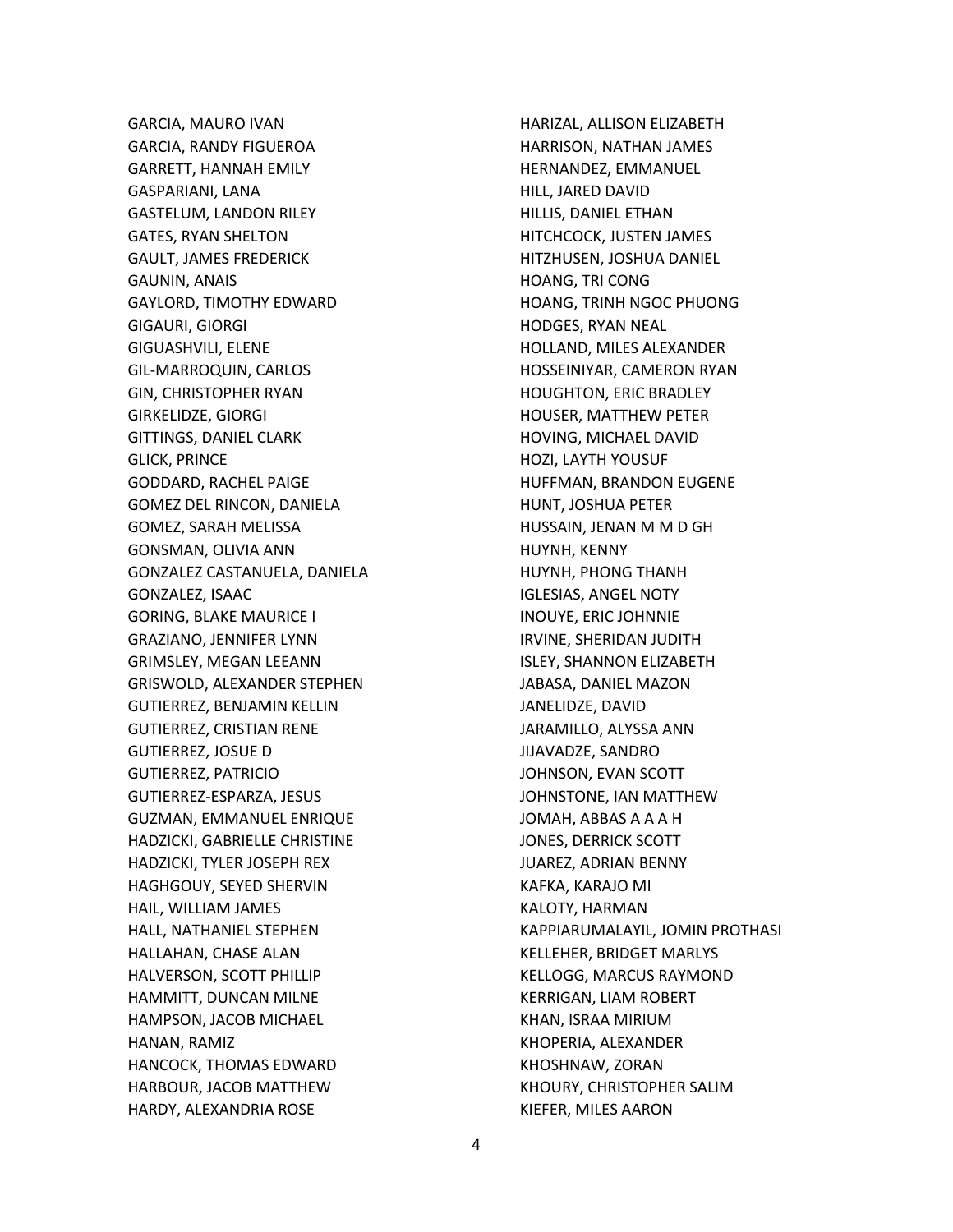GARCIA, MAURO IVAN
GARCIA, RANDY FIGUEROA
GARRETT, HANNAH EMILY
GASPARIANI, LANA
GASTELUM, LANDON RILEY
GATES, RYAN SHELTON
GAULT, JAMES FREDERICK
GAUNIN, ANAIS
GAYLORD, TIMOTHY EDWARD
GIGAURI, GIORGI
GIGUASHVILI, ELENE
GIL-MARROQUIN, CARLOS
GIN, CHRISTOPHER RYAN
GIRKELIDZE, GIORGI
GITTINGS, DANIEL CLARK
GLICK, PRINCE
GODDARD, RACHEL PAIGE
GOMEZ DEL RINCON, DANIELA
GOMEZ, SARAH MELISSA
GONSMAN, OLIVIA ANN
GONZALEZ CASTANUELA, DANIELA
GONZALEZ, ISAAC
GORING, BLAKE MAURICE I
GRAZIANO, JENNIFER LYNN
GRIMSLEY, MEGAN LEEANN
GRISWOLD, ALEXANDER STEPHEN
GUTIERREZ, BENJAMIN KELLIN
GUTIERREZ, CRISTIAN RENE
GUTIERREZ, JOSUE D
GUTIERREZ, PATRICIO
GUTIERREZ-ESPARZA, JESUS
GUZMAN, EMMANUEL ENRIQUE
HADZICKI, GABRIELLE CHRISTINE
HADZICKI, TYLER JOSEPH REX
HAGHGOUY, SEYED SHERVIN
HAIL, WILLIAM JAMES
HALL, NATHANIEL STEPHEN
HALLAHAN, CHASE ALAN
HALVERSON, SCOTT PHILLIP
HAMMITT, DUNCAN MILNE
HAMPSON, JACOB MICHAEL
HANAN, RAMIZ
HANCOCK, THOMAS EDWARD
HARBOUR, JACOB MATTHEW
HARDY, ALEXANDRIA ROSE
HARIZAL, ALLISON ELIZABETH
HARRISON, NATHAN JAMES
HERNANDEZ, EMMANUEL
HILL, JARED DAVID
HILLIS, DANIEL ETHAN
HITCHCOCK, JUSTEN JAMES
HITZHUSEN, JOSHUA DANIEL
HOANG, TRI CONG
HOANG, TRINH NGOC PHUONG
HODGES, RYAN NEAL
HOLLAND, MILES ALEXANDER
HOSSEINIYAR, CAMERON RYAN
HOUGHTON, ERIC BRADLEY
HOUSER, MATTHEW PETER
HOVING, MICHAEL DAVID
HOZI, LAYTH YOUSUF
HUFFMAN, BRANDON EUGENE
HUNT, JOSHUA PETER
HUSSAIN, JENAN M M D GH
HUYNH, KENNY
HUYNH, PHONG THANH
IGLESIAS, ANGEL NOTY
INOUYE, ERIC JOHNNIE
IRVINE, SHERIDAN JUDITH
ISLEY, SHANNON ELIZABETH
JABASA, DANIEL MAZON
JANELIDZE, DAVID
JARAMILLO, ALYSSA ANN
JIJAVADZE, SANDRO
JOHNSON, EVAN SCOTT
JOHNSTONE, IAN MATTHEW
JOMAH, ABBAS A A A H
JONES, DERRICK SCOTT
JUAREZ, ADRIAN BENNY
KAFKA, KARAJO MI
KALOTY, HARMAN
KAPPIARUMALAYIL, JOMIN PROTHASI
KELLEHER, BRIDGET MARLYS
KELLOGG, MARCUS RAYMOND
KERRIGAN, LIAM ROBERT
KHAN, ISRAA MIRIUM
KHOPERIA, ALEXANDER
KHOSHNAW, ZORAN
KHOURY, CHRISTOPHER SALIM
KIEFER, MILES AARON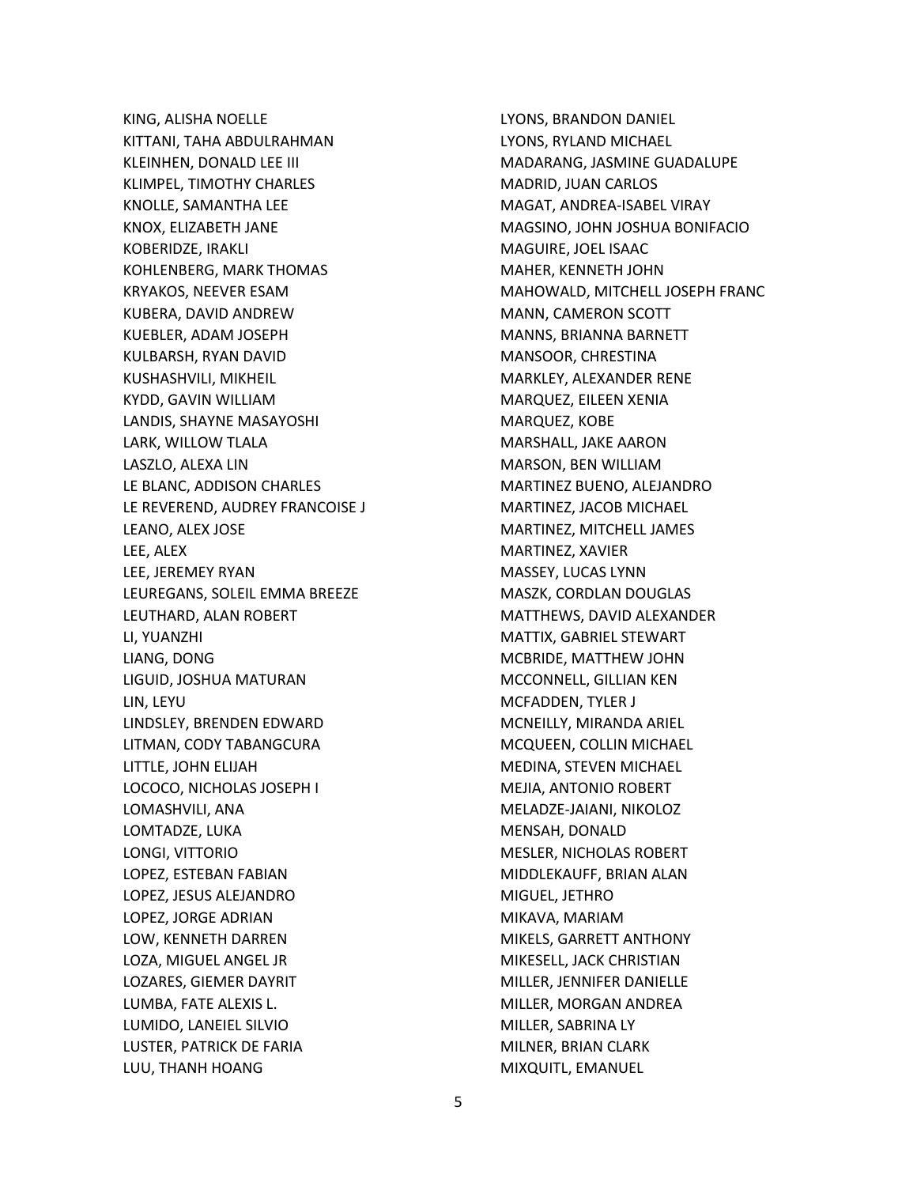KING, ALISHA NOELLE
KITTANI, TAHA ABDULRAHMAN
KLEINHEN, DONALD LEE III
KLIMPEL, TIMOTHY CHARLES
KNOLLE, SAMANTHA LEE
KNOX, ELIZABETH JANE
KOBERIDZE, IRAKLI
KOHLENBERG, MARK THOMAS
KRYAKOS, NEEVER ESAM
KUBERA, DAVID ANDREW
KUEBLER, ADAM JOSEPH
KULBARSH, RYAN DAVID
KUSHASHVILI, MIKHEIL
KYDD, GAVIN WILLIAM
LANDIS, SHAYNE MASAYOSHI
LARK, WILLOW TLALA
LASZLO, ALEXA LIN
LE BLANC, ADDISON CHARLES
LE REVEREND, AUDREY FRANCOISE J
LEANO, ALEX JOSE
LEE, ALEX
LEE, JEREMEY RYAN
LEUREGANS, SOLEIL EMMA BREEZE
LEUTHARD, ALAN ROBERT
LI, YUANZHI
LIANG, DONG
LIGUID, JOSHUA MATURAN
LIN, LEYU
LINDSLEY, BRENDEN EDWARD
LITMAN, CODY TABANGCURA
LITTLE, JOHN ELIJAH
LOCOCO, NICHOLAS JOSEPH I
LOMASHVILI, ANA
LOMTADZE, LUKA
LONGI, VITTORIO
LOPEZ, ESTEBAN FABIAN
LOPEZ, JESUS ALEJANDRO
LOPEZ, JORGE ADRIAN
LOW, KENNETH DARREN
LOZA, MIGUEL ANGEL JR
LOZARES, GIEMER DAYRIT
LUMBA, FATE ALEXIS L.
LUMIDO, LANEIEL SILVIO
LUSTER, PATRICK DE FARIA
LUU, THANH HOANG
LYONS, BRANDON DANIEL
LYONS, RYLAND MICHAEL
MADARANG, JASMINE GUADALUPE
MADRID, JUAN CARLOS
MAGAT, ANDREA-ISABEL VIRAY
MAGSINO, JOHN JOSHUA BONIFACIO
MAGUIRE, JOEL ISAAC
MAHER, KENNETH JOHN
MAHOWALD, MITCHELL JOSEPH FRANC
MANN, CAMERON SCOTT
MANNS, BRIANNA BARNETT
MANSOOR, CHRESTINA
MARKLEY, ALEXANDER RENE
MARQUEZ, EILEEN XENIA
MARQUEZ, KOBE
MARSHALL, JAKE AARON
MARSON, BEN WILLIAM
MARTINEZ BUENO, ALEJANDRO
MARTINEZ, JACOB MICHAEL
MARTINEZ, MITCHELL JAMES
MARTINEZ, XAVIER
MASSEY, LUCAS LYNN
MASZK, CORDLAN DOUGLAS
MATTHEWS, DAVID ALEXANDER
MATTIX, GABRIEL STEWART
MCBRIDE, MATTHEW JOHN
MCCONNELL, GILLIAN KEN
MCFADDEN, TYLER J
MCNEILLY, MIRANDA ARIEL
MCQUEEN, COLLIN MICHAEL
MEDINA, STEVEN MICHAEL
MEJIA, ANTONIO ROBERT
MELADZE-JAIANI, NIKOLOZ
MENSAH, DONALD
MESLER, NICHOLAS ROBERT
MIDDLEKAUFF, BRIAN ALAN
MIGUEL, JETHRO
MIKAVA, MARIAM
MIKELS, GARRETT ANTHONY
MIKESELL, JACK CHRISTIAN
MILLER, JENNIFER DANIELLE
MILLER, MORGAN ANDREA
MILLER, SABRINA LY
MILNER, BRIAN CLARK
MIXQUITL, EMANUEL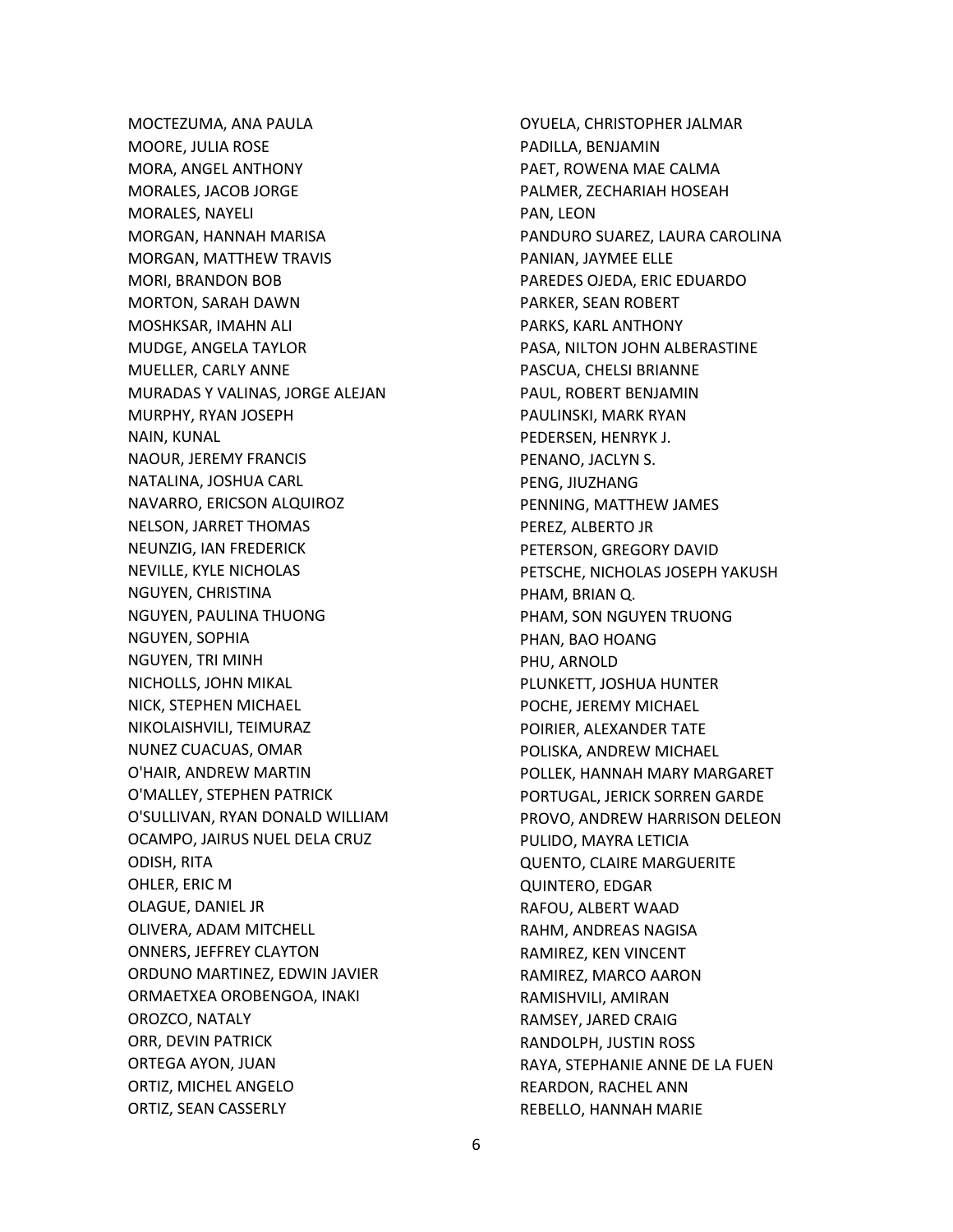MOCTEZUMA, ANA PAULA
MOORE, JULIA ROSE
MORA, ANGEL ANTHONY
MORALES, JACOB JORGE
MORALES, NAYELI
MORGAN, HANNAH MARISA
MORGAN, MATTHEW TRAVIS
MORI, BRANDON BOB
MORTON, SARAH DAWN
MOSHKSAR, IMAHN ALI
MUDGE, ANGELA TAYLOR
MUELLER, CARLY ANNE
MURADAS Y VALINAS, JORGE ALEJAN
MURPHY, RYAN JOSEPH
NAIN, KUNAL
NAOUR, JEREMY FRANCIS
NATALINA, JOSHUA CARL
NAVARRO, ERICSON ALQUIROZ
NELSON, JARRET THOMAS
NEUNZIG, IAN FREDERICK
NEVILLE, KYLE NICHOLAS
NGUYEN, CHRISTINA
NGUYEN, PAULINA THUONG
NGUYEN, SOPHIA
NGUYEN, TRI MINH
NICHOLLS, JOHN MIKAL
NICK, STEPHEN MICHAEL
NIKOLAISHVILI, TEIMURAZ
NUNEZ CUACUAS, OMAR
O'HAIR, ANDREW MARTIN
O'MALLEY, STEPHEN PATRICK
O'SULLIVAN, RYAN DONALD WILLIAM
OCAMPO, JAIRUS NUEL DELA CRUZ
ODISH, RITA
OHLER, ERIC M
OLAGUE, DANIEL JR
OLIVERA, ADAM MITCHELL
ONNERS, JEFFREY CLAYTON
ORDUNO MARTINEZ, EDWIN JAVIER
ORMAETXEA OROBENGOA, INAKI
OROZCO, NATALY
ORR, DEVIN PATRICK
ORTEGA AYON, JUAN
ORTIZ, MICHEL ANGELO
ORTIZ, SEAN CASSERLY
OYUELA, CHRISTOPHER JALMAR
PADILLA, BENJAMIN
PAET, ROWENA MAE CALMA
PALMER, ZECHARIAH HOSEAH
PAN, LEON
PANDURO SUAREZ, LAURA CAROLINA
PANIAN, JAYMEE ELLE
PAREDES OJEDA, ERIC EDUARDO
PARKER, SEAN ROBERT
PARKS, KARL ANTHONY
PASA, NILTON JOHN ALBERASTINE
PASCUA, CHELSI BRIANNE
PAUL, ROBERT BENJAMIN
PAULINSKI, MARK RYAN
PEDERSEN, HENRYK J.
PENANO, JACLYN S.
PENG, JIUZHANG
PENNING, MATTHEW JAMES
PEREZ, ALBERTO JR
PETERSON, GREGORY DAVID
PETSCHE, NICHOLAS JOSEPH YAKUSH
PHAM, BRIAN Q.
PHAM, SON NGUYEN TRUONG
PHAN, BAO HOANG
PHU, ARNOLD
PLUNKETT, JOSHUA HUNTER
POCHE, JEREMY MICHAEL
POIRIER, ALEXANDER TATE
POLISKA, ANDREW MICHAEL
POLLEK, HANNAH MARY MARGARET
PORTUGAL, JERICK SORREN GARDE
PROVO, ANDREW HARRISON DELEON
PULIDO, MAYRA LETICIA
QUENTO, CLAIRE MARGUERITE
QUINTERO, EDGAR
RAFOU, ALBERT WAAD
RAHM, ANDREAS NAGISA
RAMIREZ, KEN VINCENT
RAMIREZ, MARCO AARON
RAMISHVILI, AMIRAN
RAMSEY, JARED CRAIG
RANDOLPH, JUSTIN ROSS
RAYA, STEPHANIE ANNE DE LA FUEN
REARDON, RACHEL ANN
REBELLO, HANNAH MARIE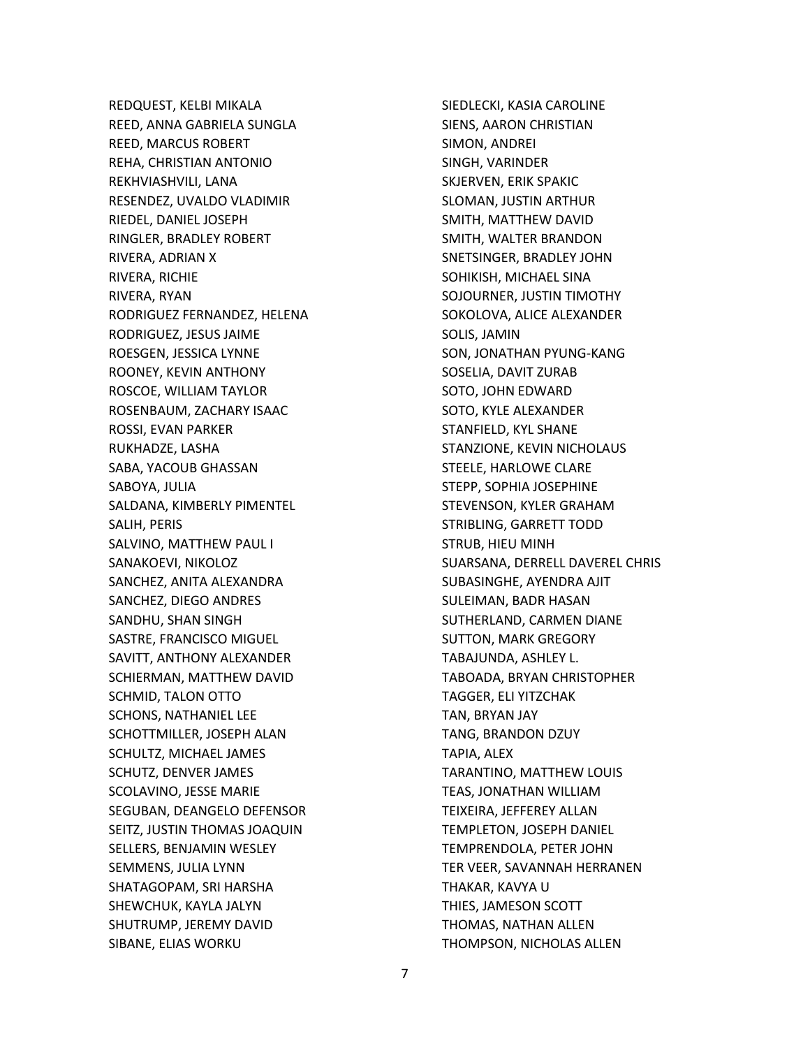REDQUEST, KELBI MIKALA
REED, ANNA GABRIELA SUNGLA
REED, MARCUS ROBERT
REHA, CHRISTIAN ANTONIO
REKHVIASHVILI, LANA
RESENDEZ, UVALDO VLADIMIR
RIEDEL, DANIEL JOSEPH
RINGLER, BRADLEY ROBERT
RIVERA, ADRIAN X
RIVERA, RICHIE
RIVERA, RYAN
RODRIGUEZ FERNANDEZ, HELENA
RODRIGUEZ, JESUS JAIME
ROESGEN, JESSICA LYNNE
ROONEY, KEVIN ANTHONY
ROSCOE, WILLIAM TAYLOR
ROSENBAUM, ZACHARY ISAAC
ROSSI, EVAN PARKER
RUKHADZE, LASHA
SABA, YACOUB GHASSAN
SABOYA, JULIA
SALDANA, KIMBERLY PIMENTEL
SALIH, PERIS
SALVINO, MATTHEW PAUL I
SANAKOEVI, NIKOLOZ
SANCHEZ, ANITA ALEXANDRA
SANCHEZ, DIEGO ANDRES
SANDHU, SHAN SINGH
SASTRE, FRANCISCO MIGUEL
SAVITT, ANTHONY ALEXANDER
SCHIERMAN, MATTHEW DAVID
SCHMID, TALON OTTO
SCHONS, NATHANIEL LEE
SCHOTTMILLER, JOSEPH ALAN
SCHULTZ, MICHAEL JAMES
SCHUTZ, DENVER JAMES
SCOLAVINO, JESSE MARIE
SEGUBAN, DEANGELO DEFENSOR
SEITZ, JUSTIN THOMAS JOAQUIN
SELLERS, BENJAMIN WESLEY
SEMMENS, JULIA LYNN
SHATAGOPAM, SRI HARSHA
SHEWCHUK, KAYLA JALYN
SHUTRUMP, JEREMY DAVID
SIBANE, ELIAS WORKU
SIEDLECKI, KASIA CAROLINE
SIENS, AARON CHRISTIAN
SIMON, ANDREI
SINGH, VARINDER
SKJERVEN, ERIK SPAKIC
SLOMAN, JUSTIN ARTHUR
SMITH, MATTHEW DAVID
SMITH, WALTER BRANDON
SNETSINGER, BRADLEY JOHN
SOHIKISH, MICHAEL SINA
SOJOURNER, JUSTIN TIMOTHY
SOKOLOVA, ALICE ALEXANDER
SOLIS, JAMIN
SON, JONATHAN PYUNG-KANG
SOSELIA, DAVIT ZURAB
SOTO, JOHN EDWARD
SOTO, KYLE ALEXANDER
STANFIELD, KYL SHANE
STANZIONE, KEVIN NICHOLAUS
STEELE, HARLOWE CLARE
STEPP, SOPHIA JOSEPHINE
STEVENSON, KYLER GRAHAM
STRIBLING, GARRETT TODD
STRUB, HIEU MINH
SUARSANA, DERRELL DAVEREL CHRIS
SUBASINGHE, AYENDRA AJIT
SULEIMAN, BADR HASAN
SUTHERLAND, CARMEN DIANE
SUTTON, MARK GREGORY
TABAJUNDA, ASHLEY L.
TABOADA, BRYAN CHRISTOPHER
TAGGER, ELI YITZCHAK
TAN, BRYAN JAY
TANG, BRANDON DZUY
TAPIA, ALEX
TARANTINO, MATTHEW LOUIS
TEAS, JONATHAN WILLIAM
TEIXEIRA, JEFFEREY ALLAN
TEMPLETON, JOSEPH DANIEL
TEMPRENDOLA, PETER JOHN
TER VEER, SAVANNAH HERRANEN
THAKAR, KAVYA U
THIES, JAMESON SCOTT
THOMAS, NATHAN ALLEN
THOMPSON, NICHOLAS ALLEN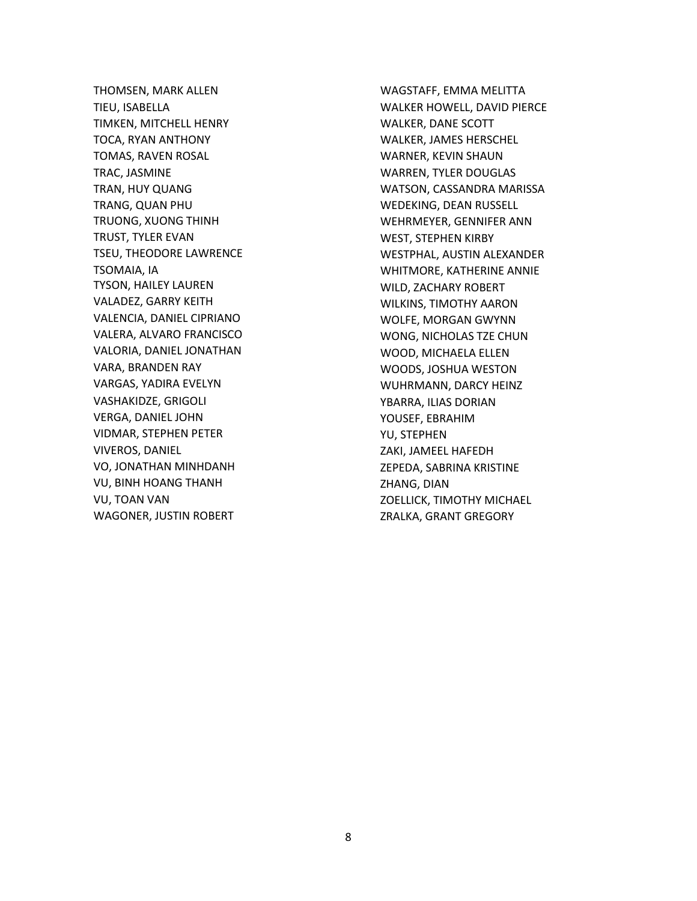THOMSEN, MARK ALLEN
TIEU, ISABELLA
TIMKEN, MITCHELL HENRY
TOCA, RYAN ANTHONY
TOMAS, RAVEN ROSAL
TRAC, JASMINE
TRAN, HUY QUANG
TRANG, QUAN PHU
TRUONG, XUONG THINH
TRUST, TYLER EVAN
TSEU, THEODORE LAWRENCE
TSOMAIA, IA
TYSON, HAILEY LAUREN
VALADEZ, GARRY KEITH
VALENCIA, DANIEL CIPRIANO
VALERA, ALVARO FRANCISCO
VALORIA, DANIEL JONATHAN
VARA, BRANDEN RAY
VARGAS, YADIRA EVELYN
VASHAKIDZE, GRIGOLI
VERGA, DANIEL JOHN
VIDMAR, STEPHEN PETER
VIVEROS, DANIEL
VO, JONATHAN MINHDANH
VU, BINH HOANG THANH
VU, TOAN VAN
WAGONER, JUSTIN ROBERT
WAGSTAFF, EMMA MELITTA
WALKER HOWELL, DAVID PIERCE
WALKER, DANE SCOTT
WALKER, JAMES HERSCHEL
WARNER, KEVIN SHAUN
WARREN, TYLER DOUGLAS
WATSON, CASSANDRA MARISSA
WEDEKING, DEAN RUSSELL
WEHRMEYER, GENNIFER ANN
WEST, STEPHEN KIRBY
WESTPHAL, AUSTIN ALEXANDER
WHITMORE, KATHERINE ANNIE
WILD, ZACHARY ROBERT
WILKINS, TIMOTHY AARON
WOLFE, MORGAN GWYNN
WONG, NICHOLAS TZE CHUN
WOOD, MICHAELA ELLEN
WOODS, JOSHUA WESTON
WUHRMANN, DARCY HEINZ
YBARRA, ILIAS DORIAN
YOUSEF, EBRAHIM
YU, STEPHEN
ZAKI, JAMEEL HAFEDH
ZEPEDA, SABRINA KRISTINE
ZHANG, DIAN
ZOELLICK, TIMOTHY MICHAEL
ZRALKA, GRANT GREGORY